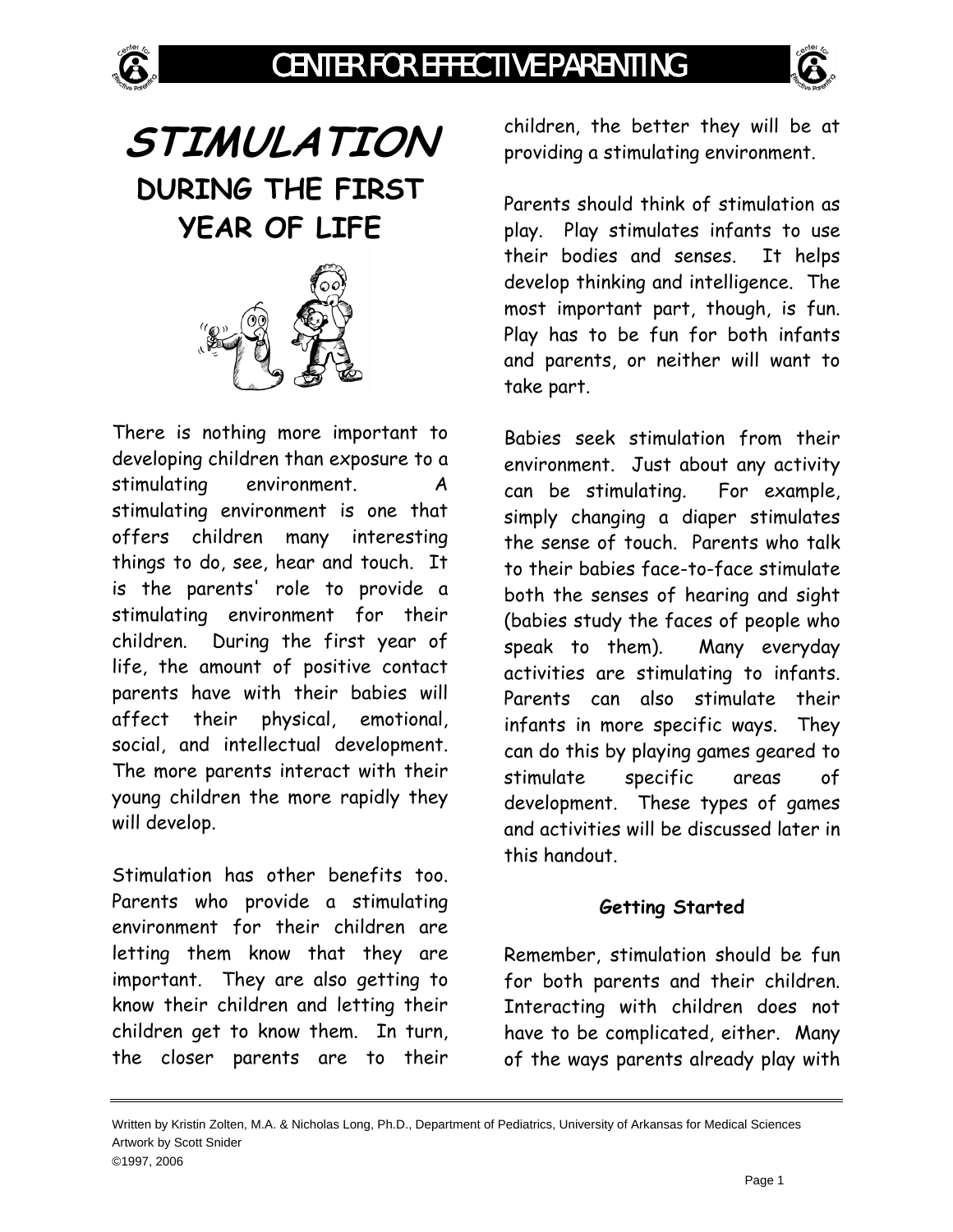# STIMULATION

## DURING THE FIRST YEAR OF LIFE

There is nothing more important to developing children than exposure to a stimulating environment. A stimulating environment is one that offers children many interesting things to do, see, hear and touch. It is the parents' role to provide a stimulating environment for their children. During the first year of life, the amount of positive contact parents have with their babies will affect their physical, emotional, social, and intellectual development. The more parents interact with their young children the more rapidly they will develop.

Stimulation has other benefits too. Parents who provide a stimulating environment for their children are letting them know that they are important. They are also getting to know their children and letting their children get to know them. In turn, the closer parents are to their children, the better they will be at providing a stimulating environment.

Parents should think of stimulation as play. Play stimulates infants to use their bodies and senses. It helps develop thinking and intelligence. The most important part, though, is fun. Play has to be fun for both infants and parents, or neither will want to take part.

Babies seek stimulation from their environment. Just about any activity can be stimulating. For example, simply changing a diaper stimulates the sense of touch. Parents who talk to their babies face-to-face stimulate both the senses of hearing and sight (babies study the faces of people who speak to them). Many everyday activities are stimulating to infants. Parents can also stimulate their infants in more specific ways. They can do this by playing games geared to stimulate specific areas of development. These types of games and activities will be discussed later in this handout.

### Getting Started

Remember, stimulation should be fun for both parents and their children. Interacting with children does not have to be complicated, either. Many of the ways parents already play with

Written by Kristin Zolten, M.A. & Nicholas Long, Ph.D., Department of Pediatrics, University of Arkansas for Medical Sciences
Artwork by Scott Snider
©1997, 2006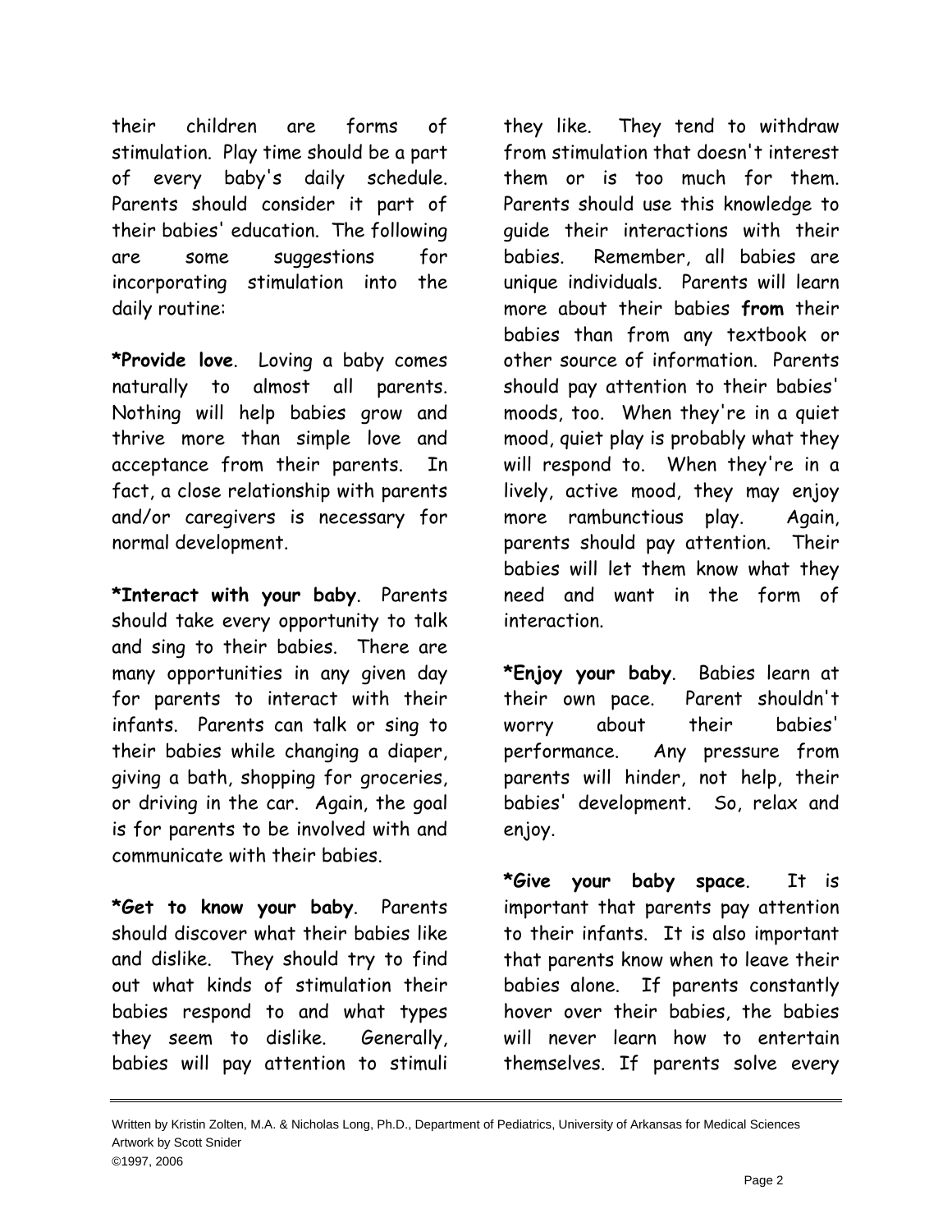their children are forms of stimulation. Play time should be a part of every baby's daily schedule. Parents should consider it part of their babies' education. The following are some suggestions for incorporating stimulation into the daily routine:

***Provide love**. Loving a baby comes naturally to almost all parents. Nothing will help babies grow and thrive more than simple love and acceptance from their parents. In fact, a close relationship with parents and/or caregivers is necessary for normal development.

***Interact with your baby**. Parents should take every opportunity to talk and sing to their babies. There are many opportunities in any given day for parents to interact with their infants. Parents can talk or sing to their babies while changing a diaper, giving a bath, shopping for groceries, or driving in the car. Again, the goal is for parents to be involved with and communicate with their babies.

***Get to know your baby**. Parents should discover what their babies like and dislike. They should try to find out what kinds of stimulation their babies respond to and what types they seem to dislike. Generally, babies will pay attention to stimuli they like. They tend to withdraw from stimulation that doesn't interest them or is too much for them. Parents should use this knowledge to guide their interactions with their babies. Remember, all babies are unique individuals. Parents will learn more about their babies **from** their babies than from any textbook or other source of information. Parents should pay attention to their babies' moods, too. When they're in a quiet mood, quiet play is probably what they will respond to. When they're in a lively, active mood, they may enjoy more rambunctious play. Again, parents should pay attention. Their babies will let them know what they need and want in the form of interaction.

***Enjoy your baby**. Babies learn at their own pace. Parent shouldn't worry about their babies' performance. Any pressure from parents will hinder, not help, their babies' development. So, relax and enjoy.

***Give your baby space**. It is important that parents pay attention to their infants. It is also important that parents know when to leave their babies alone. If parents constantly hover over their babies, the babies will never learn how to entertain themselves. If parents solve every

Written by Kristin Zolten, M.A. & Nicholas Long, Ph.D., Department of Pediatrics, University of Arkansas for Medical Sciences
Artwork by Scott Snider
©1997, 2006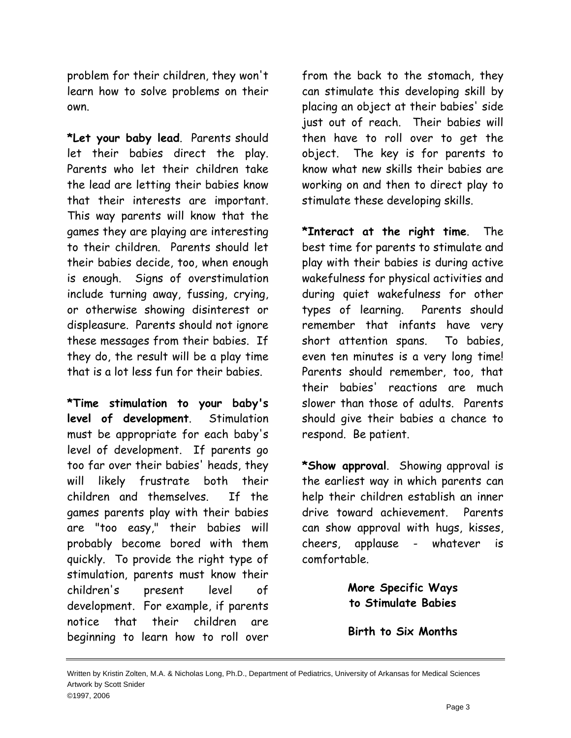problem for their children, they won't learn how to solve problems on their own.

***Let your baby lead**. Parents should let their babies direct the play. Parents who let their children take the lead are letting their babies know that their interests are important. This way parents will know that the games they are playing are interesting to their children. Parents should let their babies decide, too, when enough is enough. Signs of overstimulation include turning away, fussing, crying, or otherwise showing disinterest or displeasure. Parents should not ignore these messages from their babies. If they do, the result will be a play time that is a lot less fun for their babies.

***Time stimulation to your baby's level of development**. Stimulation must be appropriate for each baby's level of development. If parents go too far over their babies' heads, they will likely frustrate both their children and themselves. If the games parents play with their babies are "too easy," their babies will probably become bored with them quickly. To provide the right type of stimulation, parents must know their children's present level of development. For example, if parents notice that their children are beginning to learn how to roll over from the back to the stomach, they can stimulate this developing skill by placing an object at their babies' side just out of reach. Their babies will then have to roll over to get the object. The key is for parents to know what new skills their babies are working on and then to direct play to stimulate these developing skills.

***Interact at the right time**. The best time for parents to stimulate and play with their babies is during active wakefulness for physical activities and during quiet wakefulness for other types of learning. Parents should remember that infants have very short attention spans. To babies, even ten minutes is a very long time! Parents should remember, too, that their babies' reactions are much slower than those of adults. Parents should give their babies a chance to respond. Be patient.

***Show approval**. Showing approval is the earliest way in which parents can help their children establish an inner drive toward achievement. Parents can show approval with hugs, kisses, cheers, applause - whatever is comfortable.

## More Specific Ways to Stimulate Babies

### Birth to Six Months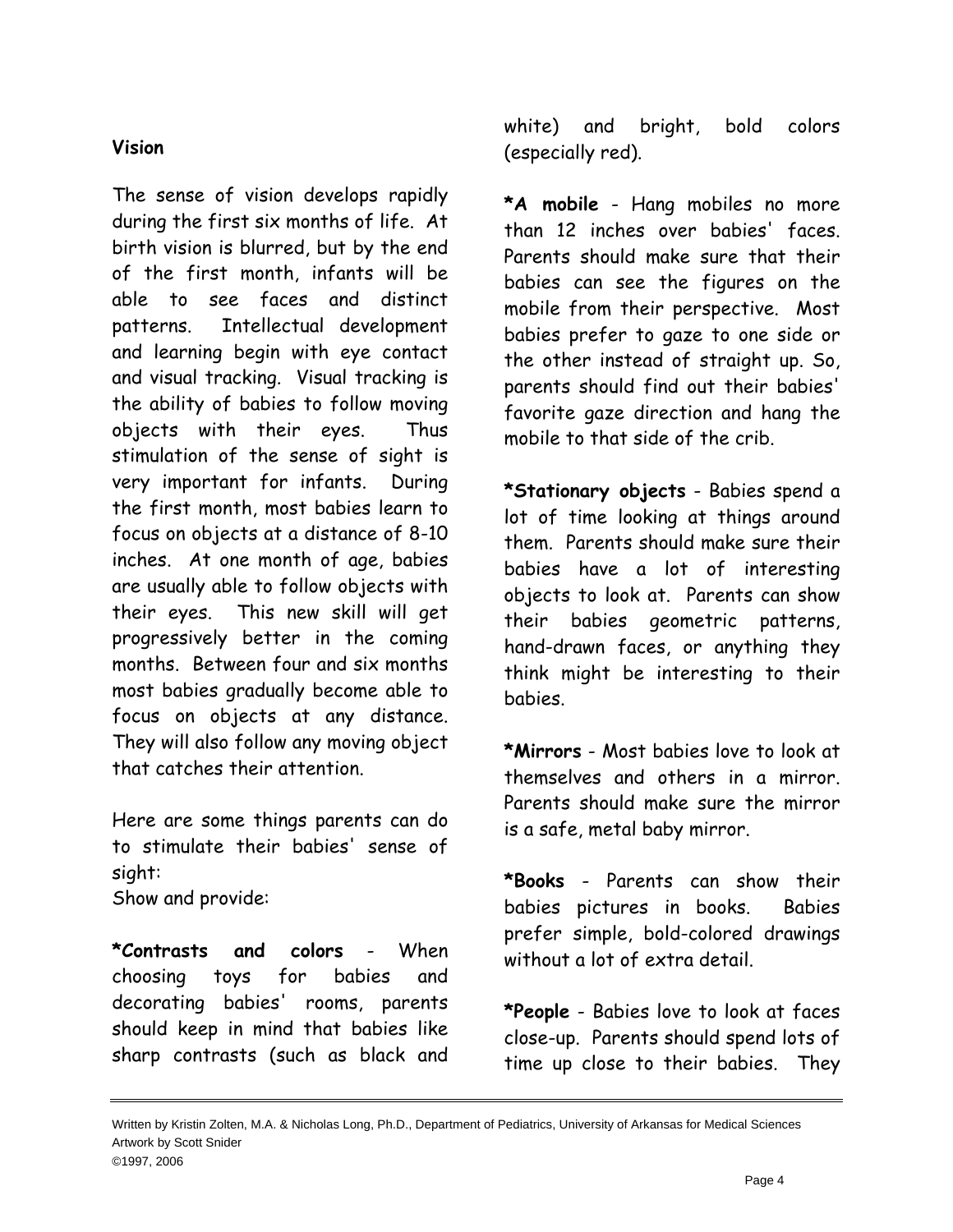**Vision**

The sense of vision develops rapidly during the first six months of life. At birth vision is blurred, but by the end of the first month, infants will be able to see faces and distinct patterns. Intellectual development and learning begin with eye contact and visual tracking. Visual tracking is the ability of babies to follow moving objects with their eyes. Thus stimulation of the sense of sight is very important for infants. During the first month, most babies learn to focus on objects at a distance of 8-10 inches. At one month of age, babies are usually able to follow objects with their eyes. This new skill will get progressively better in the coming months. Between four and six months most babies gradually become able to focus on objects at any distance. They will also follow any moving object that catches their attention.

Here are some things parents can do to stimulate their babies' sense of sight:
Show and provide:

***Contrasts and colors** - When choosing toys for babies and decorating babies' rooms, parents should keep in mind that babies like sharp contrasts (such as black and white) and bright, bold colors (especially red).

***A mobile** - Hang mobiles no more than 12 inches over babies' faces. Parents should make sure that their babies can see the figures on the mobile from their perspective. Most babies prefer to gaze to one side or the other instead of straight up. So, parents should find out their babies' favorite gaze direction and hang the mobile to that side of the crib.

***Stationary objects** - Babies spend a lot of time looking at things around them. Parents should make sure their babies have a lot of interesting objects to look at. Parents can show their babies geometric patterns, hand-drawn faces, or anything they think might be interesting to their babies.

***Mirrors** - Most babies love to look at themselves and others in a mirror. Parents should make sure the mirror is a safe, metal baby mirror.

***Books** - Parents can show their babies pictures in books. Babies prefer simple, bold-colored drawings without a lot of extra detail.

***People** - Babies love to look at faces close-up. Parents should spend lots of time up close to their babies. They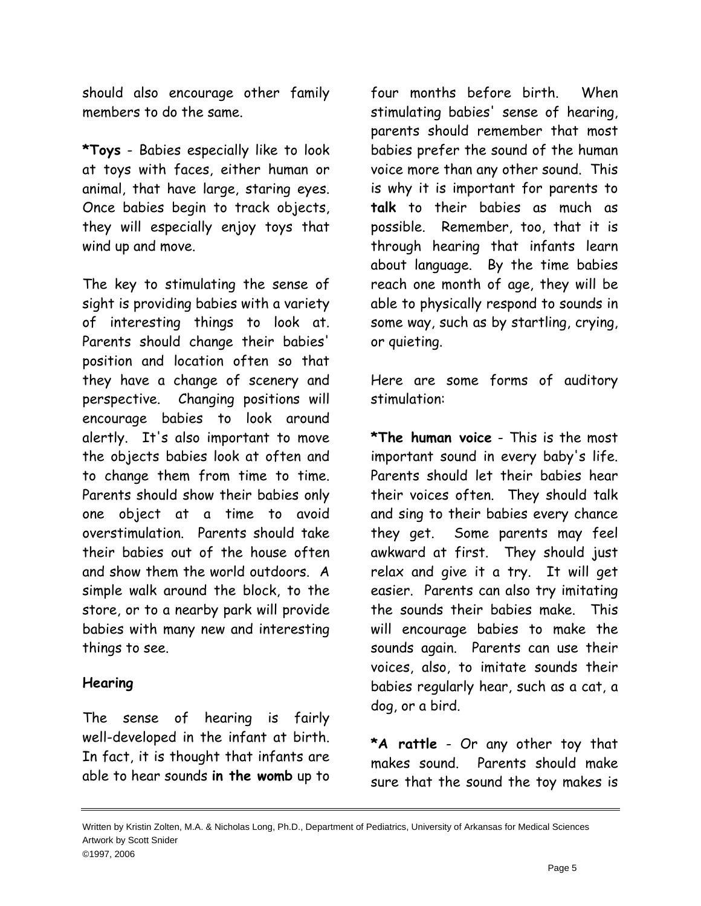should also encourage other family members to do the same.

***Toys** - Babies especially like to look at toys with faces, either human or animal, that have large, staring eyes. Once babies begin to track objects, they will especially enjoy toys that wind up and move.

The key to stimulating the sense of sight is providing babies with a variety of interesting things to look at. Parents should change their babies' position and location often so that they have a change of scenery and perspective. Changing positions will encourage babies to look around alertly. It's also important to move the objects babies look at often and to change them from time to time. Parents should show their babies only one object at a time to avoid overstimulation. Parents should take their babies out of the house often and show them the world outdoors. A simple walk around the block, to the store, or to a nearby park will provide babies with many new and interesting things to see.

**Hearing**

The sense of hearing is fairly well-developed in the infant at birth. In fact, it is thought that infants are able to hear sounds **in the womb** up to four months before birth. When stimulating babies' sense of hearing, parents should remember that most babies prefer the sound of the human voice more than any other sound. This is why it is important for parents to **talk** to their babies as much as possible. Remember, too, that it is through hearing that infants learn about language. By the time babies reach one month of age, they will be able to physically respond to sounds in some way, such as by startling, crying, or quieting.

Here are some forms of auditory stimulation:

***The human voice** - This is the most important sound in every baby's life. Parents should let their babies hear their voices often. They should talk and sing to their babies every chance they get. Some parents may feel awkward at first. They should just relax and give it a try. It will get easier. Parents can also try imitating the sounds their babies make. This will encourage babies to make the sounds again. Parents can use their voices, also, to imitate sounds their babies regularly hear, such as a cat, a dog, or a bird.

***A rattle** - Or any other toy that makes sound. Parents should make sure that the sound the toy makes is

Written by Kristin Zolten, M.A. & Nicholas Long, Ph.D., Department of Pediatrics, University of Arkansas for Medical Sciences
Artwork by Scott Snider
©1997, 2006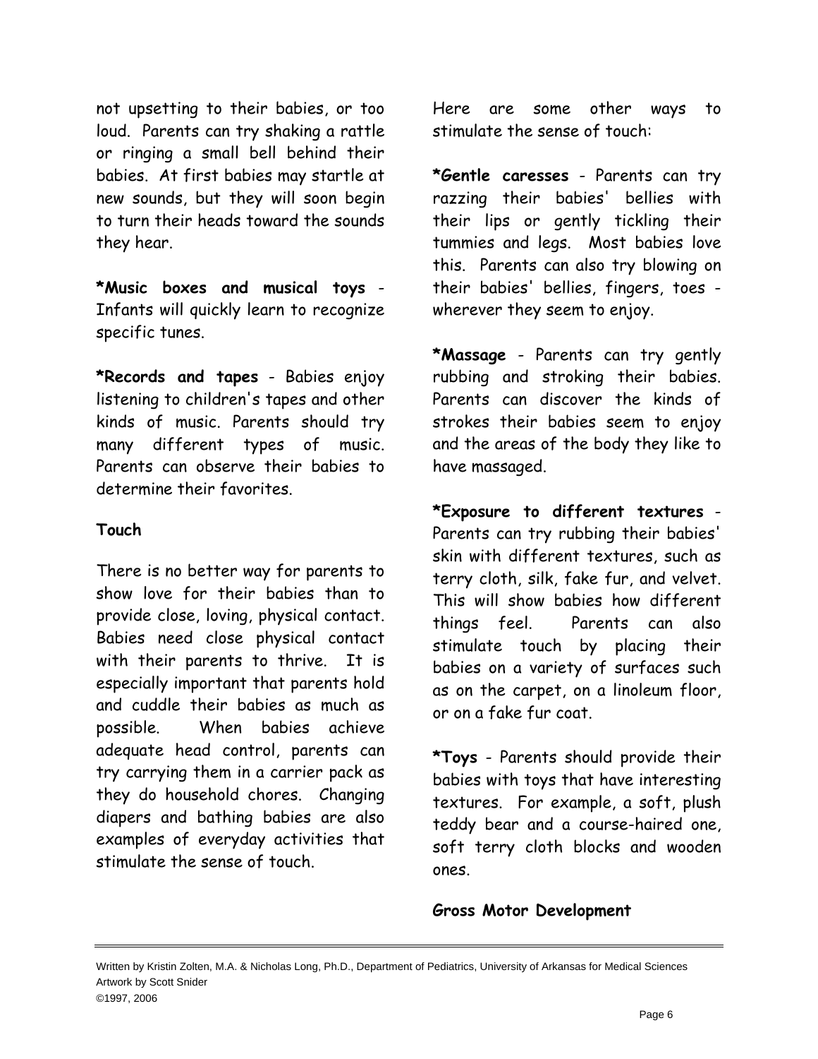not upsetting to their babies, or too loud. Parents can try shaking a rattle or ringing a small bell behind their babies. At first babies may startle at new sounds, but they will soon begin to turn their heads toward the sounds they hear.

***Music boxes and musical toys** - Infants will quickly learn to recognize specific tunes.

***Records and tapes** - Babies enjoy listening to children's tapes and other kinds of music. Parents should try many different types of music. Parents can observe their babies to determine their favorites.

**Touch**

There is no better way for parents to show love for their babies than to provide close, loving, physical contact. Babies need close physical contact with their parents to thrive. It is especially important that parents hold and cuddle their babies as much as possible. When babies achieve adequate head control, parents can try carrying them in a carrier pack as they do household chores. Changing diapers and bathing babies are also examples of everyday activities that stimulate the sense of touch.

Here are some other ways to stimulate the sense of touch:

***Gentle caresses** - Parents can try razzing their babies' bellies with their lips or gently tickling their tummies and legs. Most babies love this. Parents can also try blowing on their babies' bellies, fingers, toes - wherever they seem to enjoy.

***Massage** - Parents can try gently rubbing and stroking their babies. Parents can discover the kinds of strokes their babies seem to enjoy and the areas of the body they like to have massaged.

***Exposure to different textures** - Parents can try rubbing their babies' skin with different textures, such as terry cloth, silk, fake fur, and velvet. This will show babies how different things feel. Parents can also stimulate touch by placing their babies on a variety of surfaces such as on the carpet, on a linoleum floor, or on a fake fur coat.

***Toys** - Parents should provide their babies with toys that have interesting textures. For example, a soft, plush teddy bear and a course-haired one, soft terry cloth blocks and wooden ones.

**Gross Motor Development**

Written by Kristin Zolten, M.A. & Nicholas Long, Ph.D., Department of Pediatrics, University of Arkansas for Medical Sciences
Artwork by Scott Snider
©1997, 2006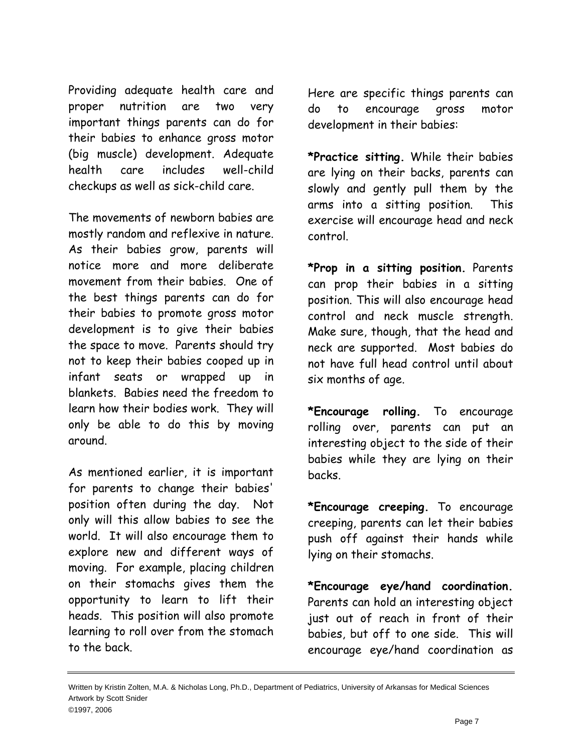Providing adequate health care and proper nutrition are two very important things parents can do for their babies to enhance gross motor (big muscle) development. Adequate health care includes well-child checkups as well as sick-child care.

The movements of newborn babies are mostly random and reflexive in nature. As their babies grow, parents will notice more and more deliberate movement from their babies. One of the best things parents can do for their babies to promote gross motor development is to give their babies the space to move. Parents should try not to keep their babies cooped up in infant seats or wrapped up in blankets. Babies need the freedom to learn how their bodies work. They will only be able to do this by moving around.

As mentioned earlier, it is important for parents to change their babies' position often during the day. Not only will this allow babies to see the world. It will also encourage them to explore new and different ways of moving. For example, placing children on their stomachs gives them the opportunity to learn to lift their heads. This position will also promote learning to roll over from the stomach to the back.

Here are specific things parents can do to encourage gross motor development in their babies:

**\*Practice sitting.** While their babies are lying on their backs, parents can slowly and gently pull them by the arms into a sitting position. This exercise will encourage head and neck control.

**\*Prop in a sitting position.** Parents can prop their babies in a sitting position. This will also encourage head control and neck muscle strength. Make sure, though, that the head and neck are supported. Most babies do not have full head control until about six months of age.

**\*Encourage rolling.** To encourage rolling over, parents can put an interesting object to the side of their babies while they are lying on their backs.

**\*Encourage creeping.** To encourage creeping, parents can let their babies push off against their hands while lying on their stomachs.

**\*Encourage eye/hand coordination.** Parents can hold an interesting object just out of reach in front of their babies, but off to one side. This will encourage eye/hand coordination as

Written by Kristin Zolten, M.A. & Nicholas Long, Ph.D., Department of Pediatrics, University of Arkansas for Medical Sciences
Artwork by Scott Snider
©1997, 2006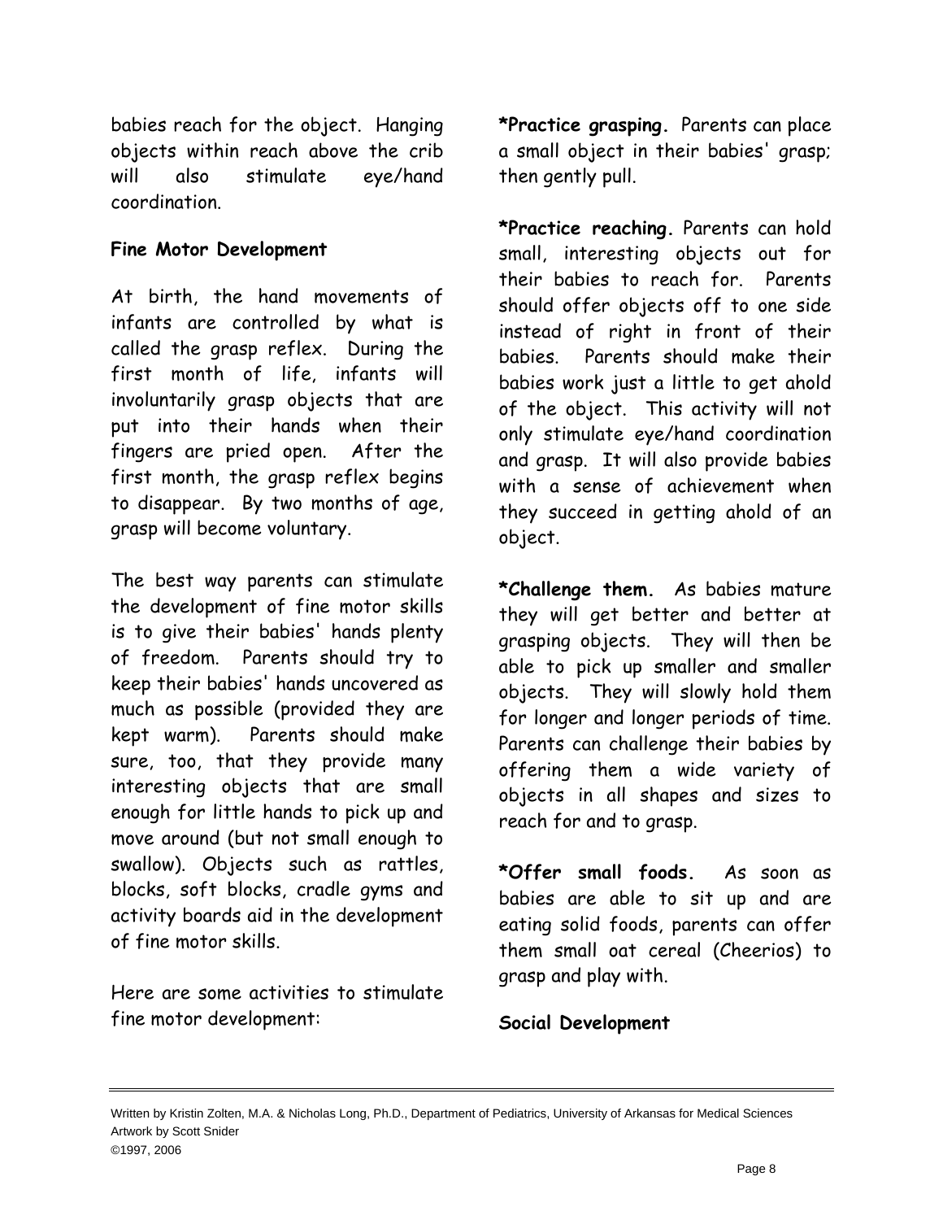babies reach for the object. Hanging objects within reach above the crib will also stimulate eye/hand coordination.

**Fine Motor Development**

At birth, the hand movements of infants are controlled by what is called the grasp reflex. During the first month of life, infants will involuntarily grasp objects that are put into their hands when their fingers are pried open. After the first month, the grasp reflex begins to disappear. By two months of age, grasp will become voluntary.

The best way parents can stimulate the development of fine motor skills is to give their babies' hands plenty of freedom. Parents should try to keep their babies' hands uncovered as much as possible (provided they are kept warm). Parents should make sure, too, that they provide many interesting objects that are small enough for little hands to pick up and move around (but not small enough to swallow). Objects such as rattles, blocks, soft blocks, cradle gyms and activity boards aid in the development of fine motor skills.

Here are some activities to stimulate fine motor development:

**\*Practice grasping.** Parents can place a small object in their babies' grasp; then gently pull.

**\*Practice reaching.** Parents can hold small, interesting objects out for their babies to reach for. Parents should offer objects off to one side instead of right in front of their babies. Parents should make their babies work just a little to get ahold of the object. This activity will not only stimulate eye/hand coordination and grasp. It will also provide babies with a sense of achievement when they succeed in getting ahold of an object.

**\*Challenge them.** As babies mature they will get better and better at grasping objects. They will then be able to pick up smaller and smaller objects. They will slowly hold them for longer and longer periods of time. Parents can challenge their babies by offering them a wide variety of objects in all shapes and sizes to reach for and to grasp.

**\*Offer small foods.** As soon as babies are able to sit up and are eating solid foods, parents can offer them small oat cereal (Cheerios) to grasp and play with.

**Social Development**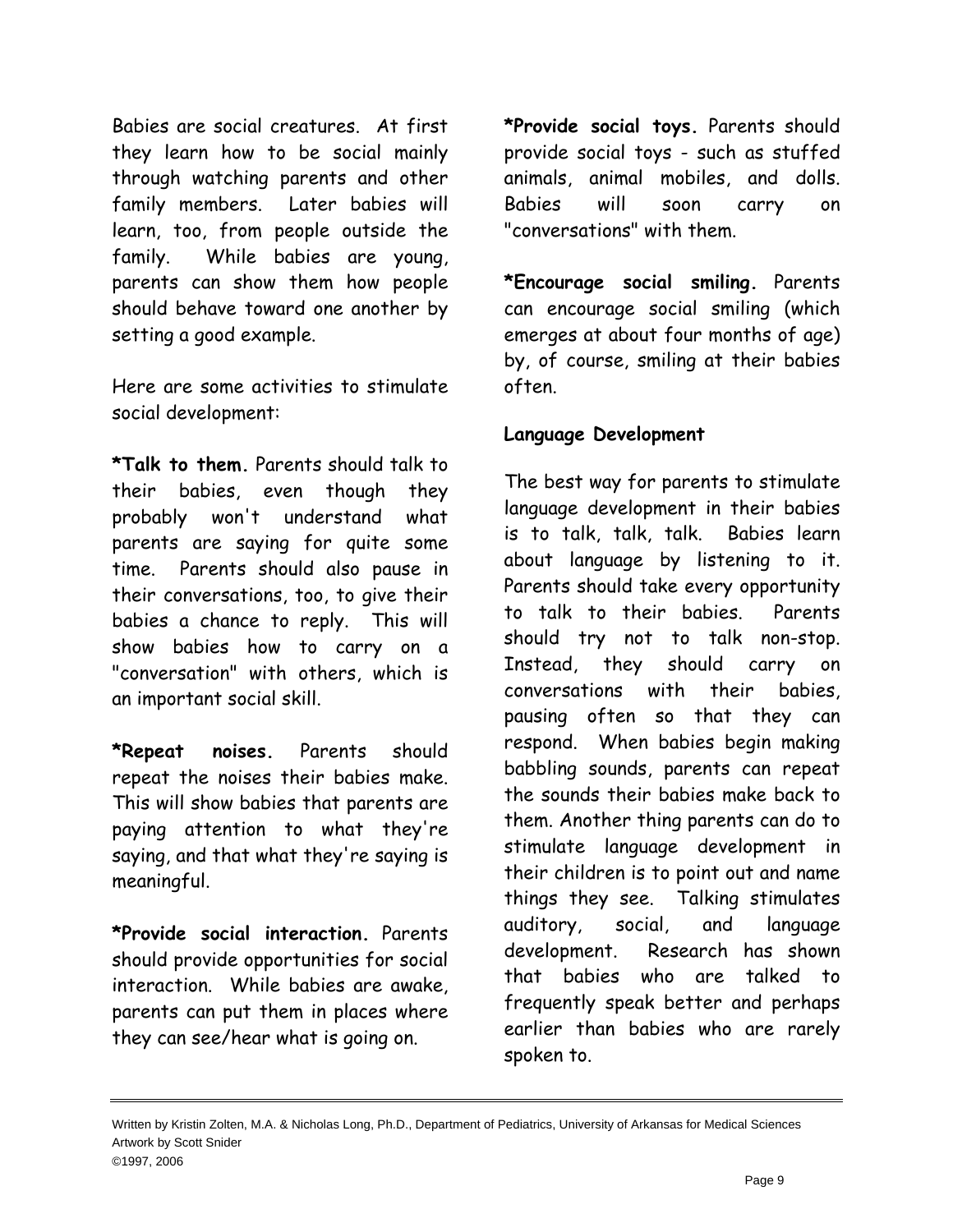Babies are social creatures. At first they learn how to be social mainly through watching parents and other family members. Later babies will learn, too, from people outside the family. While babies are young, parents can show them how people should behave toward one another by setting a good example.

Here are some activities to stimulate social development:

**\*Talk to them.** Parents should talk to their babies, even though they probably won't understand what parents are saying for quite some time. Parents should also pause in their conversations, too, to give their babies a chance to reply. This will show babies how to carry on a "conversation" with others, which is an important social skill.

**\*Repeat noises.** Parents should repeat the noises their babies make. This will show babies that parents are paying attention to what they're saying, and that what they're saying is meaningful.

**\*Provide social interaction.** Parents should provide opportunities for social interaction. While babies are awake, parents can put them in places where they can see/hear what is going on.

**\*Provide social toys.** Parents should provide social toys - such as stuffed animals, animal mobiles, and dolls. Babies will soon carry on "conversations" with them.

**\*Encourage social smiling.** Parents can encourage social smiling (which emerges at about four months of age) by, of course, smiling at their babies often.

**Language Development**

The best way for parents to stimulate language development in their babies is to talk, talk, talk. Babies learn about language by listening to it. Parents should take every opportunity to talk to their babies. Parents should try not to talk non-stop. Instead, they should carry on conversations with their babies, pausing often so that they can respond. When babies begin making babbling sounds, parents can repeat the sounds their babies make back to them. Another thing parents can do to stimulate language development in their children is to point out and name things they see. Talking stimulates auditory, social, and language development. Research has shown that babies who are talked to frequently speak better and perhaps earlier than babies who are rarely spoken to.

Written by Kristin Zolten, M.A. & Nicholas Long, Ph.D., Department of Pediatrics, University of Arkansas for Medical Sciences
Artwork by Scott Snider
©1997, 2006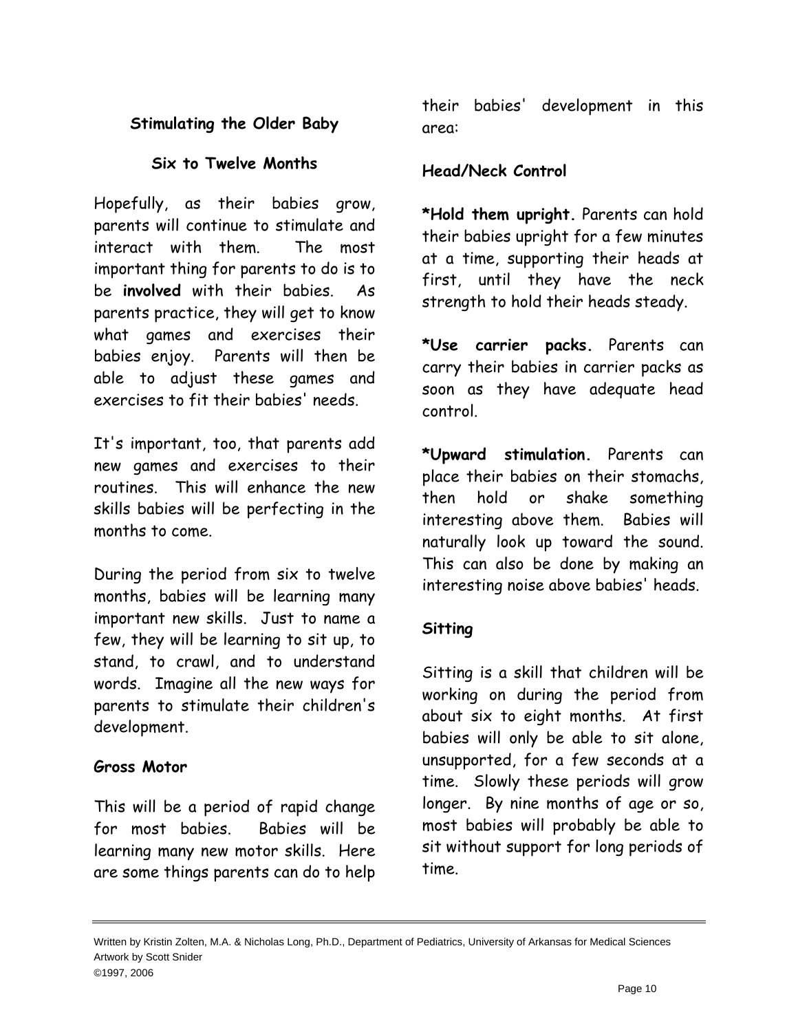## Stimulating the Older Baby

### Six to Twelve Months

Hopefully, as their babies grow, parents will continue to stimulate and interact with them. The most important thing for parents to do is to be **involved** with their babies. As parents practice, they will get to know what games and exercises their babies enjoy. Parents will then be able to adjust these games and exercises to fit their babies' needs.

It's important, too, that parents add new games and exercises to their routines. This will enhance the new skills babies will be perfecting in the months to come.

During the period from six to twelve months, babies will be learning many important new skills. Just to name a few, they will be learning to sit up, to stand, to crawl, and to understand words. Imagine all the new ways for parents to stimulate their children's development.

### Gross Motor

This will be a period of rapid change for most babies. Babies will be learning many new motor skills. Here are some things parents can do to help their babies' development in this area:

### Head/Neck Control

**\*Hold them upright.** Parents can hold their babies upright for a few minutes at a time, supporting their heads at first, until they have the neck strength to hold their heads steady.

**\*Use carrier packs.** Parents can carry their babies in carrier packs as soon as they have adequate head control.

**\*Upward stimulation.** Parents can place their babies on their stomachs, then hold or shake something interesting above them. Babies will naturally look up toward the sound. This can also be done by making an interesting noise above babies' heads.

### Sitting

Sitting is a skill that children will be working on during the period from about six to eight months. At first babies will only be able to sit alone, unsupported, for a few seconds at a time. Slowly these periods will grow longer. By nine months of age or so, most babies will probably be able to sit without support for long periods of time.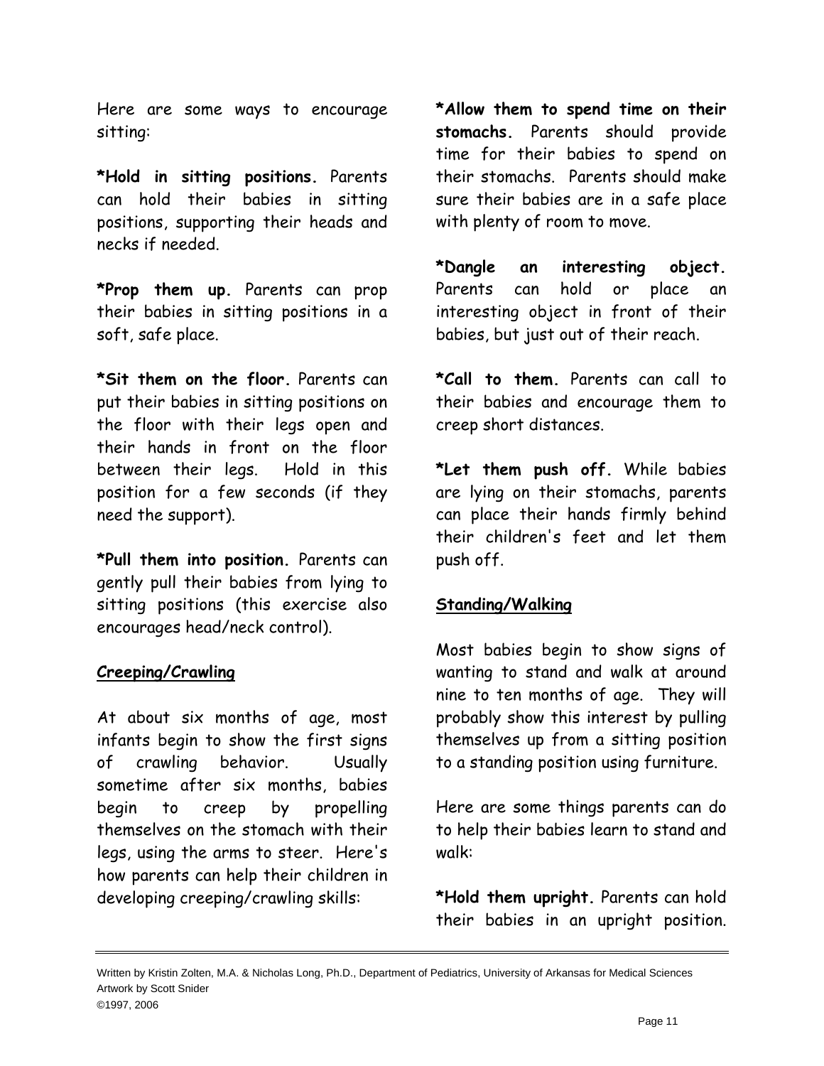Here are some ways to encourage sitting:

**\*Hold in sitting positions.** Parents can hold their babies in sitting positions, supporting their heads and necks if needed.

**\*Prop them up.** Parents can prop their babies in sitting positions in a soft, safe place.

**\*Sit them on the floor.** Parents can put their babies in sitting positions on the floor with their legs open and their hands in front on the floor between their legs. Hold in this position for a few seconds (if they need the support).

**\*Pull them into position.** Parents can gently pull their babies from lying to sitting positions (this exercise also encourages head/neck control).

## Creeping/Crawling

At about six months of age, most infants begin to show the first signs of crawling behavior. Usually sometime after six months, babies begin to creep by propelling themselves on the stomach with their legs, using the arms to steer. Here's how parents can help their children in developing creeping/crawling skills:

**\*Allow them to spend time on their stomachs.** Parents should provide time for their babies to spend on their stomachs. Parents should make sure their babies are in a safe place with plenty of room to move.

**\*Dangle an interesting object.** Parents can hold or place an interesting object in front of their babies, but just out of their reach.

**\*Call to them.** Parents can call to their babies and encourage them to creep short distances.

**\*Let them push off.** While babies are lying on their stomachs, parents can place their hands firmly behind their children's feet and let them push off.

## Standing/Walking

Most babies begin to show signs of wanting to stand and walk at around nine to ten months of age. They will probably show this interest by pulling themselves up from a sitting position to a standing position using furniture.

Here are some things parents can do to help their babies learn to stand and walk:

**\*Hold them upright.** Parents can hold their babies in an upright position.

Written by Kristin Zolten, M.A. & Nicholas Long, Ph.D., Department of Pediatrics, University of Arkansas for Medical Sciences
Artwork by Scott Snider
©1997, 2006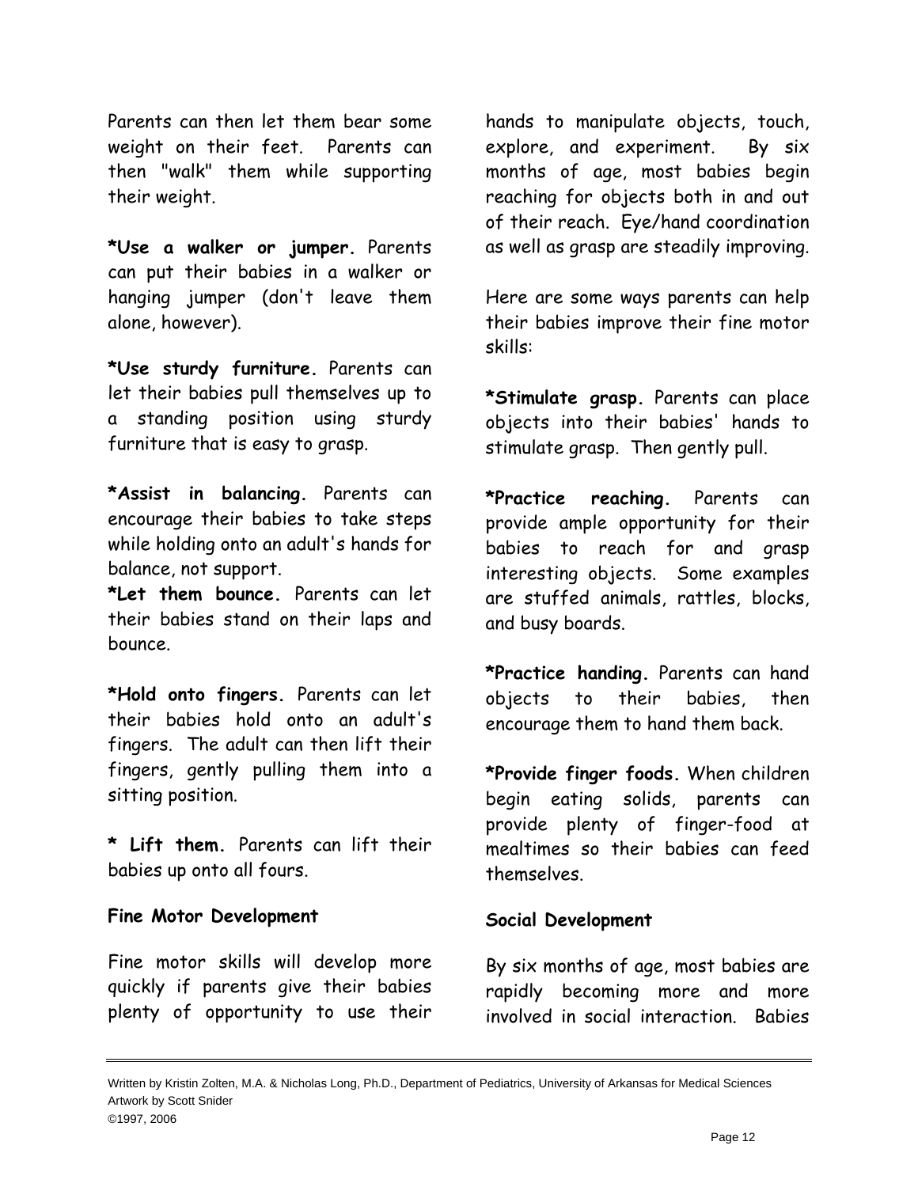Parents can then let them bear some weight on their feet. Parents can then "walk" them while supporting their weight.

**\*Use a walker or jumper.** Parents can put their babies in a walker or hanging jumper (don't leave them alone, however).

**\*Use sturdy furniture.** Parents can let their babies pull themselves up to a standing position using sturdy furniture that is easy to grasp.

**\*Assist in balancing.** Parents can encourage their babies to take steps while holding onto an adult's hands for balance, not support.

**\*Let them bounce.** Parents can let their babies stand on their laps and bounce.

**\*Hold onto fingers.** Parents can let their babies hold onto an adult's fingers. The adult can then lift their fingers, gently pulling them into a sitting position.

**\* Lift them.** Parents can lift their babies up onto all fours.

**Fine Motor Development**

Fine motor skills will develop more quickly if parents give their babies plenty of opportunity to use their hands to manipulate objects, touch, explore, and experiment. By six months of age, most babies begin reaching for objects both in and out of their reach. Eye/hand coordination as well as grasp are steadily improving.

Here are some ways parents can help their babies improve their fine motor skills:

**\*Stimulate grasp.** Parents can place objects into their babies' hands to stimulate grasp. Then gently pull.

**\*Practice reaching.** Parents can provide ample opportunity for their babies to reach for and grasp interesting objects. Some examples are stuffed animals, rattles, blocks, and busy boards.

**\*Practice handing.** Parents can hand objects to their babies, then encourage them to hand them back.

**\*Provide finger foods.** When children begin eating solids, parents can provide plenty of finger-food at mealtimes so their babies can feed themselves.

**Social Development**

By six months of age, most babies are rapidly becoming more and more involved in social interaction. Babies

Written by Kristin Zolten, M.A. & Nicholas Long, Ph.D., Department of Pediatrics, University of Arkansas for Medical Sciences
Artwork by Scott Snider
©1997, 2006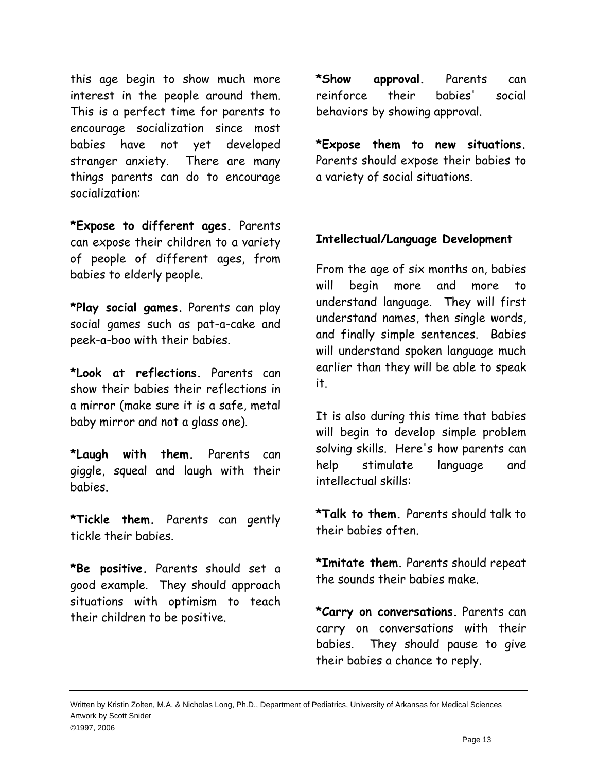this age begin to show much more interest in the people around them. This is a perfect time for parents to encourage socialization since most babies have not yet developed stranger anxiety. There are many things parents can do to encourage socialization:

***Expose to different ages.** Parents can expose their children to a variety of people of different ages, from babies to elderly people.

***Play social games.** Parents can play social games such as pat-a-cake and peek-a-boo with their babies.

***Look at reflections.** Parents can show their babies their reflections in a mirror (make sure it is a safe, metal baby mirror and not a glass one).

***Laugh with them.** Parents can giggle, squeal and laugh with their babies.

***Tickle them.** Parents can gently tickle their babies.

***Be positive.** Parents should set a good example. They should approach situations with optimism to teach their children to be positive.

***Show approval.** Parents can reinforce their babies' social behaviors by showing approval.

***Expose them to new situations.** Parents should expose their babies to a variety of social situations.

**Intellectual/Language Development**

From the age of six months on, babies will begin more and more to understand language. They will first understand names, then single words, and finally simple sentences. Babies will understand spoken language much earlier than they will be able to speak it.

It is also during this time that babies will begin to develop simple problem solving skills. Here's how parents can help stimulate language and intellectual skills:

***Talk to them.** Parents should talk to their babies often.

***Imitate them.** Parents should repeat the sounds their babies make.

***Carry on conversations.** Parents can carry on conversations with their babies. They should pause to give their babies a chance to reply.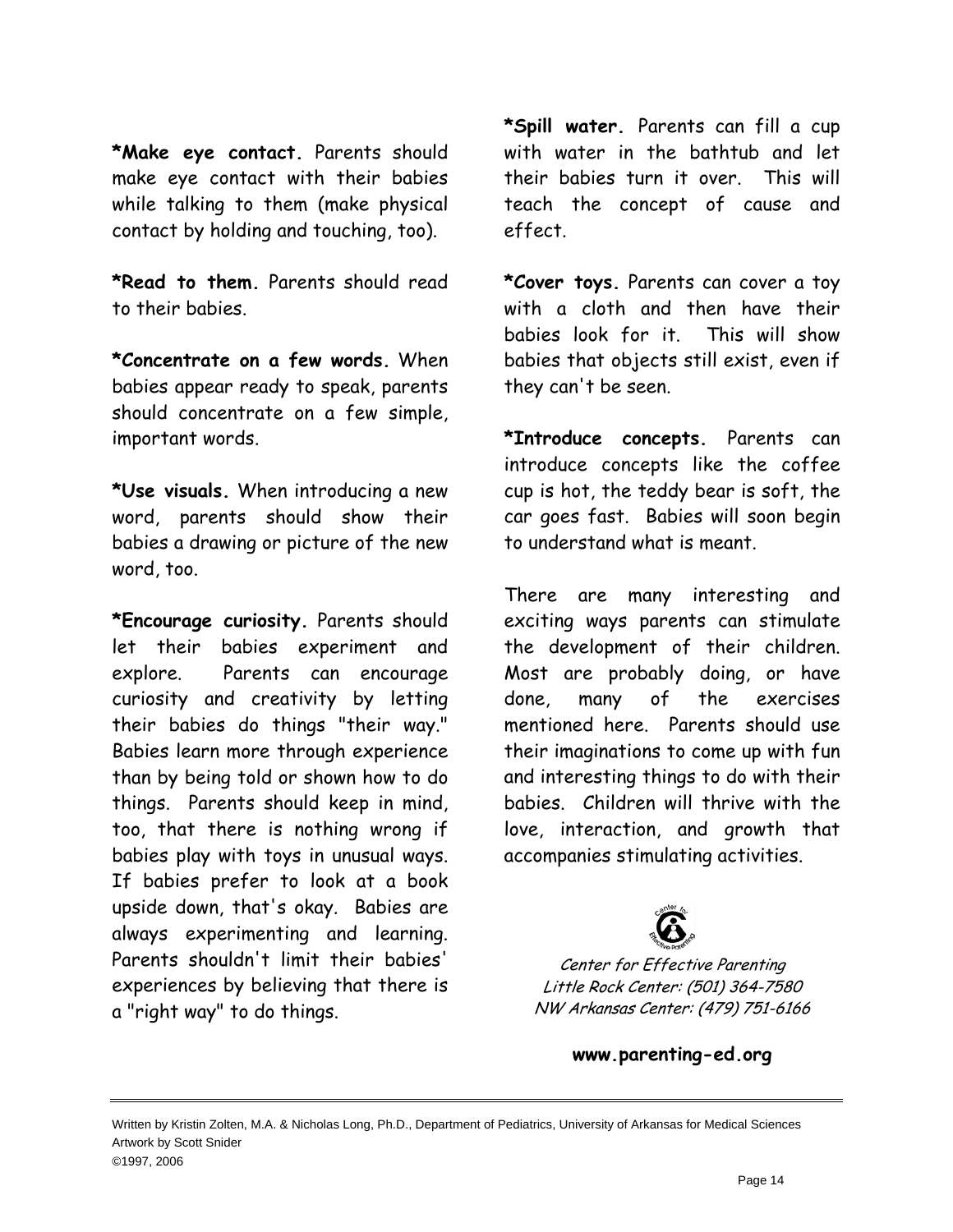**\*Make eye contact.** Parents should make eye contact with their babies while talking to them (make physical contact by holding and touching, too).

**\*Read to them.** Parents should read to their babies.

**\*Concentrate on a few words.** When babies appear ready to speak, parents should concentrate on a few simple, important words.

**\*Use visuals.** When introducing a new word, parents should show their babies a drawing or picture of the new word, too.

**\*Encourage curiosity.** Parents should let their babies experiment and explore. Parents can encourage curiosity and creativity by letting their babies do things "their way." Babies learn more through experience than by being told or shown how to do things. Parents should keep in mind, too, that there is nothing wrong if babies play with toys in unusual ways. If babies prefer to look at a book upside down, that's okay. Babies are always experimenting and learning. Parents shouldn't limit their babies' experiences by believing that there is a "right way" to do things.

**\*Spill water.** Parents can fill a cup with water in the bathtub and let their babies turn it over. This will teach the concept of cause and effect.

**\*Cover toys.** Parents can cover a toy with a cloth and then have their babies look for it. This will show babies that objects still exist, even if they can't be seen.

**\*Introduce concepts.** Parents can introduce concepts like the coffee cup is hot, the teddy bear is soft, the car goes fast. Babies will soon begin to understand what is meant.

There are many interesting and exciting ways parents can stimulate the development of their children. Most are probably doing, or have done, many of the exercises mentioned here. Parents should use their imaginations to come up with fun and interesting things to do with their babies. Children will thrive with the love, interaction, and growth that accompanies stimulating activities.

*Center for Effective Parenting*
*Little Rock Center: (501) 364-7580*
*NW Arkansas Center: (479) 751-6166*

**www.parenting-ed.org**

Written by Kristin Zolten, M.A. & Nicholas Long, Ph.D., Department of Pediatrics, University of Arkansas for Medical Sciences
Artwork by Scott Snider
©1997, 2006